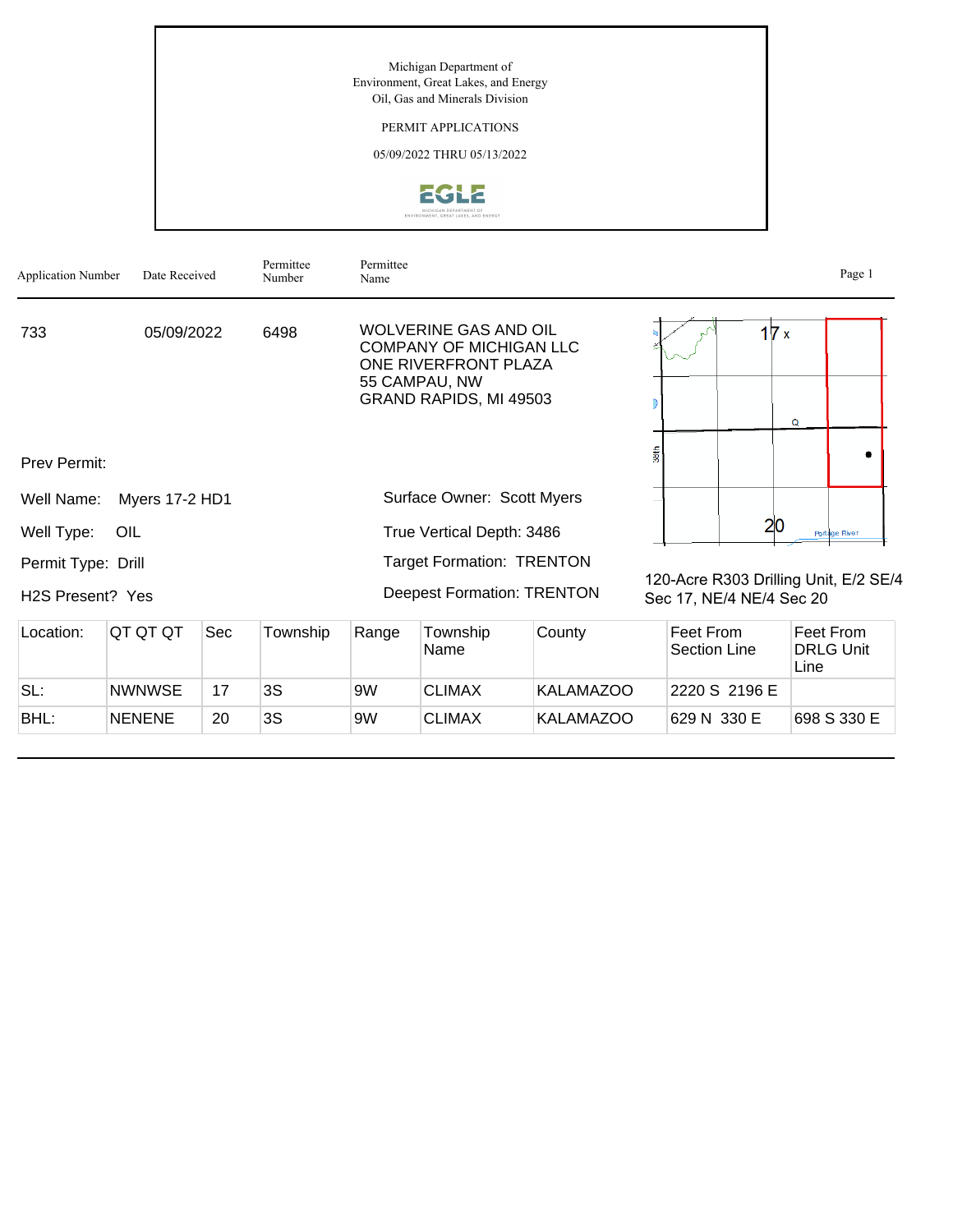Michigan Department of
Environment, Great Lakes, and Energy
Oil, Gas and Minerals Division

PERMIT APPLICATIONS

05/09/2022 THRU 05/13/2022

| Application Number | Date Received | Permittee Number | Permittee Name |
|---|---|---|---|
| 733 | 05/09/2022 | 6498 | WOLVERINE GAS AND OIL COMPANY OF MICHIGAN LLC<br>ONE RIVERFRONT PLAZA<br>55 CAMPAU, NW<br>GRAND RAPIDS, MI 49503 |

Prev Permit:

Well Name: Myers 17-2 HD1

Well Type: OIL

Permit Type: Drill

H2S Present? Yes

Surface Owner: Scott Myers

True Vertical Depth: 3486

Target Formation: TRENTON

Deepest Formation: TRENTON

120-Acre R303 Drilling Unit, E/2 SE/4 Sec 17, NE/4 NE/4 Sec 20

| Location: | QT QT QT | Sec | Township | Range | Township Name | County | Feet From Section Line | Feet From DRLG Unit Line |
|---|---|---|---|---|---|---|---|---|
| SL: | NWNWSE | 17 | 3S | 9W | CLIMAX | KALAMAZOO | 2220 S 2196 E | |
| BHL: | NENENE | 20 | 3S | 9W | CLIMAX | KALAMAZOO | 629 N 330 E | 698 S 330 E |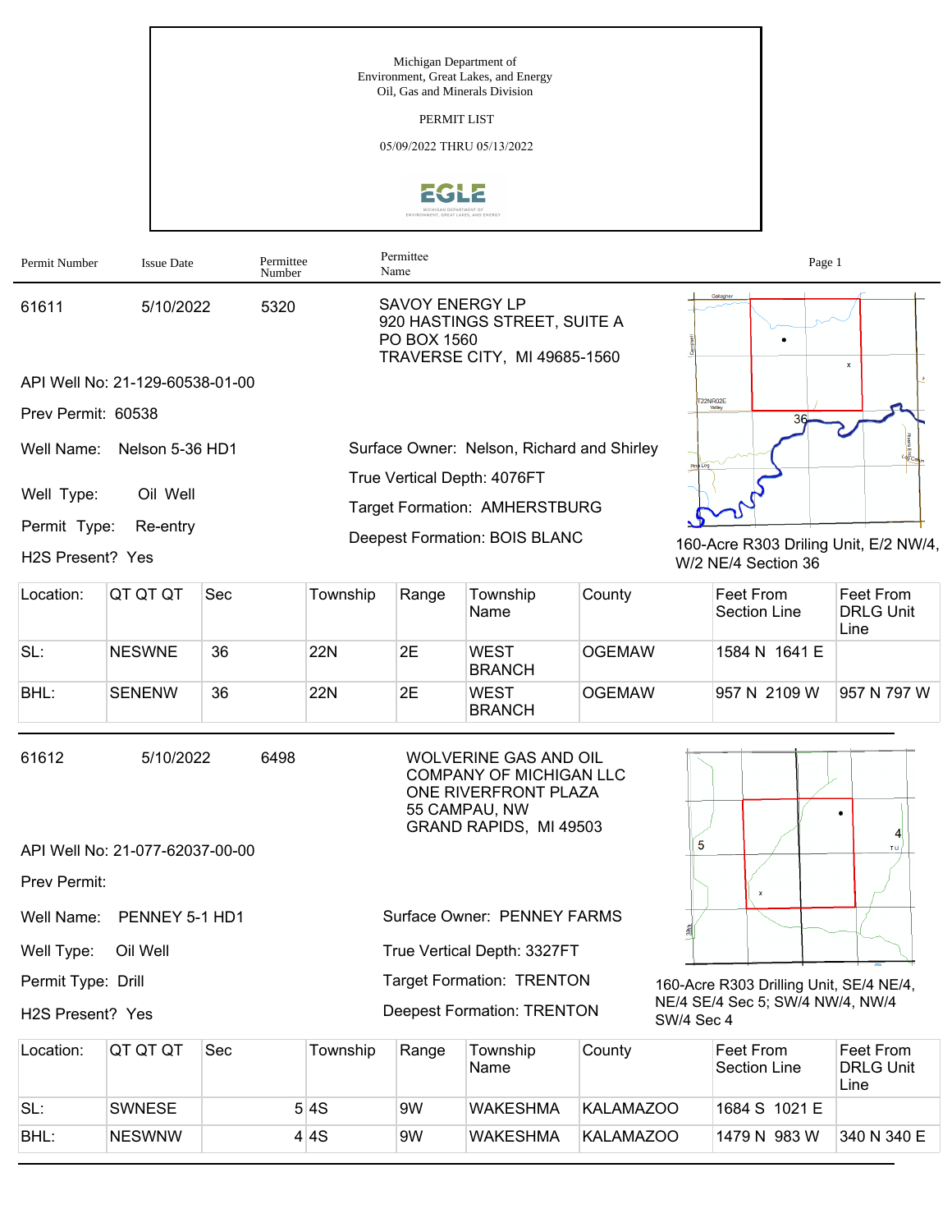Michigan Department of
Environment, Great Lakes, and Energy
Oil, Gas and Minerals Division

PERMIT LIST

05/09/2022 THRU 05/13/2022

| Permit Number | Issue Date | Permittee Number | Permittee Name |
|---|---|---|---|
| 61611 | 5/10/2022 | 5320 | SAVOY ENERGY LP<br>920 HASTINGS STREET, SUITE A<br>PO BOX 1560<br>TRAVERSE CITY, MI 49685-1560 |

API Well No: 21-129-60538-01-00

Prev Permit: 60538

Well Name: Nelson 5-36 HD1

Well Type: Oil Well

Permit Type: Re-entry

H2S Present? Yes

Surface Owner: Nelson, Richard and Shirley

True Vertical Depth: 4076FT

Target Formation: AMHERSTBURG

Deepest Formation: BOIS BLANC

160-Acre R303 Driling Unit, E/2 NW/4, W/2 NE/4 Section 36

| Location: | QT QT QT | Sec | Township | Range | Township Name | County | Feet From Section Line | Feet From DRLG Unit Line |
|---|---|---|---|---|---|---|---|---|
| SL: | NESWNE | 36 | 22N | 2E | WEST BRANCH | OGEMAW | 1584 N 1641 E | |
| BHL: | SENENW | 36 | 22N | 2E | WEST BRANCH | OGEMAW | 957 N 2109 W | 957 N 797 W |

| Permit Number | Issue Date | Permittee Number | Permittee Name |
|---|---|---|---|
| 61612 | 5/10/2022 | 6498 | WOLVERINE GAS AND OIL COMPANY OF MICHIGAN LLC<br>ONE RIVERFRONT PLAZA<br>55 CAMPAU, NW<br>GRAND RAPIDS, MI 49503 |

API Well No: 21-077-62037-00-00

Prev Permit:

Well Name: PENNEY 5-1 HD1

Well Type: Oil Well

Permit Type: Drill

H2S Present? Yes

Surface Owner: PENNEY FARMS

True Vertical Depth: 3327FT

Target Formation: TRENTON

Deepest Formation: TRENTON

160-Acre R303 Drilling Unit, SE/4 NE/4, NE/4 SE/4 Sec 5; SW/4 NW/4, NW/4 SW/4 Sec 4

| Location: | QT QT QT | Sec | Township | Range | Township Name | County | Feet From Section Line | Feet From DRLG Unit Line |
|---|---|---|---|---|---|---|---|---|
| SL: | SWNESE | 5 | 4S | 9W | WAKESHMA | KALAMAZOO | 1684 S 1021 E | |
| BHL: | NESWNW | 4 | 4S | 9W | WAKESHMA | KALAMAZOO | 1479 N 983 W | 340 N 340 E |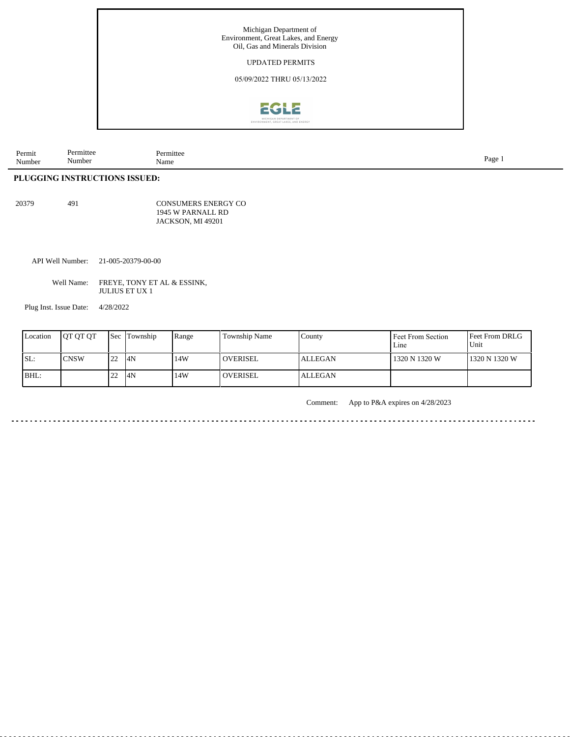Michigan Department of
Environment, Great Lakes, and Energy
Oil, Gas and Minerals Division

UPDATED PERMITS

05/09/2022 THRU 05/13/2022

| Permit Number | Permittee Number | Permittee Name |
|---|---|---|

**PLUGGING INSTRUCTIONS ISSUED:**

| 20379 | 491 | CONSUMERS ENERGY CO<br>1945 W PARNALL RD<br>JACKSON, MI 49201 |
|---|---|---|

API Well Number: 21-005-20379-00-00

Well Name: FREYE, TONY ET AL & ESSINK, JULIUS ET UX 1

Plug Inst. Issue Date: 4/28/2022

| Location | QT QT QT | Sec | Township | Range | Township Name | County | Feet From Section Line | Feet From DRLG Unit |
|---|---|---|---|---|---|---|---|---|
| SL: | CNSW | 22 | 4N | 14W | OVERISEL | ALLEGAN | 1320 N 1320 W | 1320 N 1320 W |
| BHL: | | 22 | 4N | 14W | OVERISEL | ALLEGAN | | |

Comment: App to P&A expires on 4/28/2023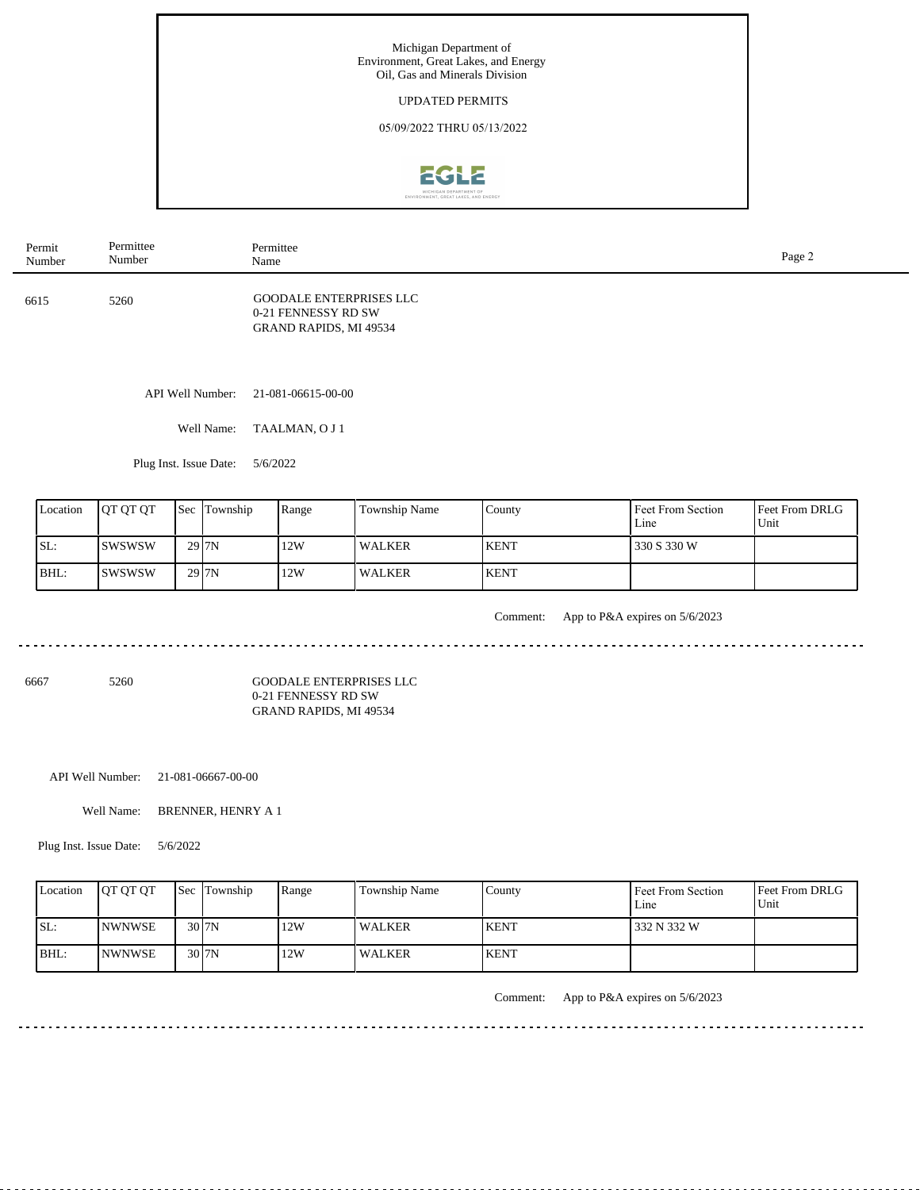Michigan Department of
Environment, Great Lakes, and Energy
Oil, Gas and Minerals Division

UPDATED PERMITS

05/09/2022 THRU 05/13/2022

| Permit Number | Permittee Number | Permittee Name |
|---|---|---|
| 6615 | 5260 | GOODALE ENTERPRISES LLC<br>0-21 FENNESSY RD SW<br>GRAND RAPIDS, MI 49534 |

API Well Number: 21-081-06615-00-00

Well Name: TAALMAN, O J 1

Plug Inst. Issue Date: 5/6/2022

| Location | QT QT QT | Sec | Township | Range | Township Name | County | Feet From Section Line | Feet From DRLG Unit |
|---|---|---|---|---|---|---|---|---|
| SL: | SWSWSW | 29 | 7N | 12W | WALKER | KENT | 330 S 330 W | |
| BHL: | SWSWSW | 29 | 7N | 12W | WALKER | KENT | | |

Comment: App to P&A expires on 5/6/2023

---

| Permit Number | Permittee Number | Permittee Name |
|---|---|---|
| 6667 | 5260 | GOODALE ENTERPRISES LLC<br>0-21 FENNESSY RD SW<br>GRAND RAPIDS, MI 49534 |

API Well Number: 21-081-06667-00-00

Well Name: BRENNER, HENRY A 1

Plug Inst. Issue Date: 5/6/2022

| Location | QT QT QT | Sec | Township | Range | Township Name | County | Feet From Section Line | Feet From DRLG Unit |
|---|---|---|---|---|---|---|---|---|
| SL: | NWNWSE | 30 | 7N | 12W | WALKER | KENT | 332 N 332 W | |
| BHL: | NWNWSE | 30 | 7N | 12W | WALKER | KENT | | |

Comment: App to P&A expires on 5/6/2023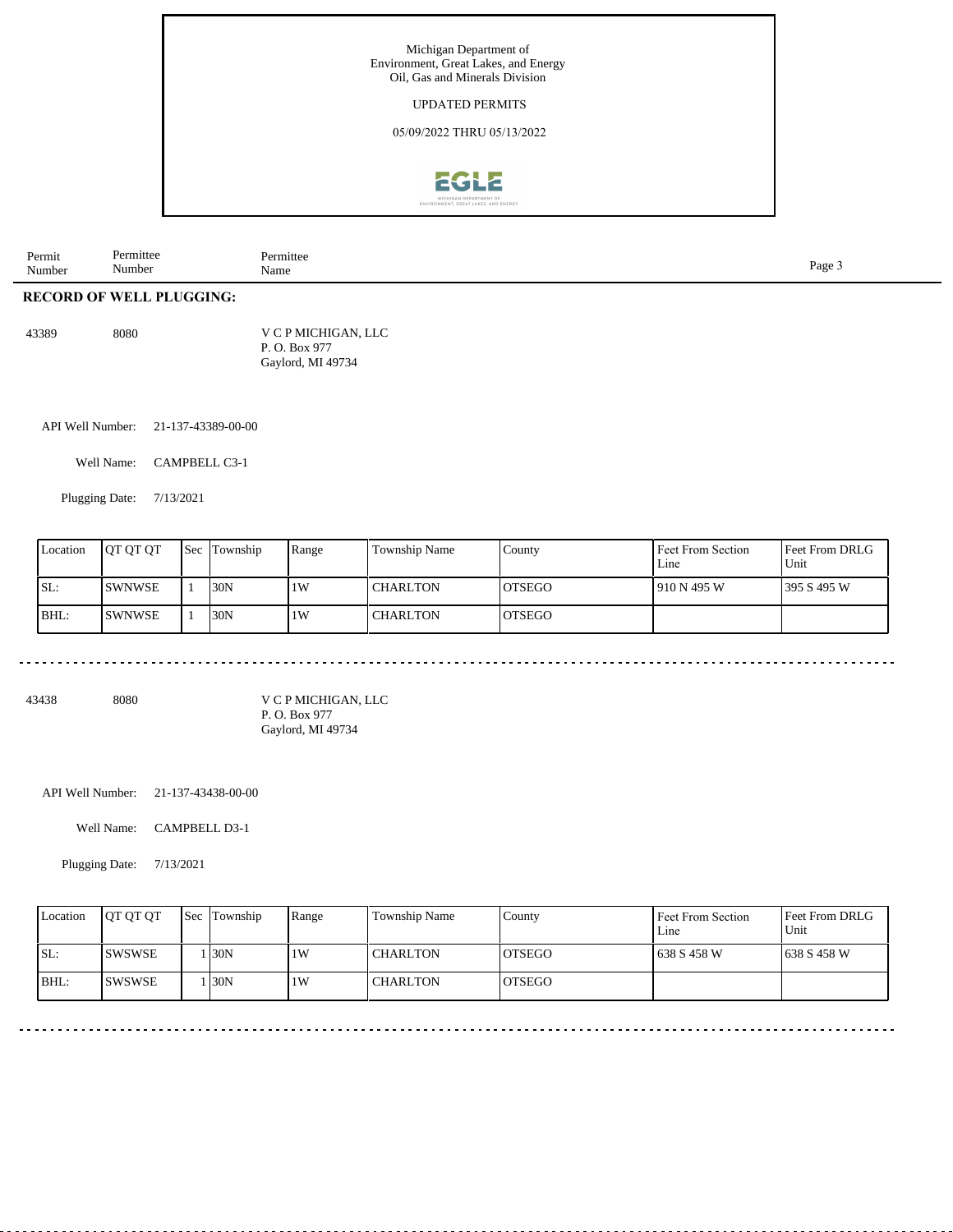Michigan Department of
Environment, Great Lakes, and Energy
Oil, Gas and Minerals Division

UPDATED PERMITS

05/09/2022 THRU 05/13/2022

| Permit Number | Permittee Number | Permittee Name |
|---|---|---|

**RECORD OF WELL PLUGGING:**

43389 8080 V C P MICHIGAN, LLC
P. O. Box 977
Gaylord, MI 49734

API Well Number: 21-137-43389-00-00

Well Name: CAMPBELL C3-1

Plugging Date: 7/13/2021

| Location | QT QT QT | Sec | Township | Range | Township Name | County | Feet From Section Line | Feet From DRLG Unit |
|---|---|---|---|---|---|---|---|---|
| SL: | SWNWSE | 1 | 30N | 1W | CHARLTON | OTSEGO | 910 N 495 W | 395 S 495 W |
| BHL: | SWNWSE | 1 | 30N | 1W | CHARLTON | OTSEGO | | |

43438 8080 V C P MICHIGAN, LLC
P. O. Box 977
Gaylord, MI 49734

API Well Number: 21-137-43438-00-00

Well Name: CAMPBELL D3-1

Plugging Date: 7/13/2021

| Location | QT QT QT | Sec | Township | Range | Township Name | County | Feet From Section Line | Feet From DRLG Unit |
|---|---|---|---|---|---|---|---|---|
| SL: | SWSWSE | 1 | 30N | 1W | CHARLTON | OTSEGO | 638 S 458 W | 638 S 458 W |
| BHL: | SWSWSE | 1 | 30N | 1W | CHARLTON | OTSEGO | | |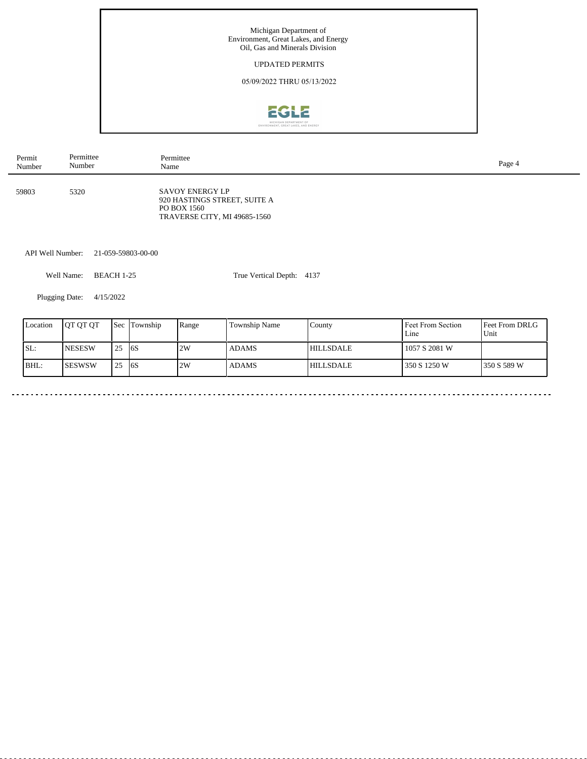Michigan Department of
Environment, Great Lakes, and Energy
Oil, Gas and Minerals Division

UPDATED PERMITS

05/09/2022 THRU 05/13/2022

| Permit Number | Permittee Number | Permittee Name |
|---|---|---|
| 59803 | 5320 | SAVOY ENERGY LP<br>920 HASTINGS STREET, SUITE A<br>PO BOX 1560<br>TRAVERSE CITY, MI 49685-1560 |

API Well Number: 21-059-59803-00-00

Well Name: BEACH 1-25

True Vertical Depth: 4137

Plugging Date: 4/15/2022

| Location | QT QT QT | Sec | Township | Range | Township Name | County | Feet From Section Line | Feet From DRLG Unit |
|---|---|---|---|---|---|---|---|---|
| SL: | NESESW | 25 | 6S | 2W | ADAMS | HILLSDALE | 1057 S 2081 W | |
| BHL: | SESWSW | 25 | 6S | 2W | ADAMS | HILLSDALE | 350 S 1250 W | 350 S 589 W |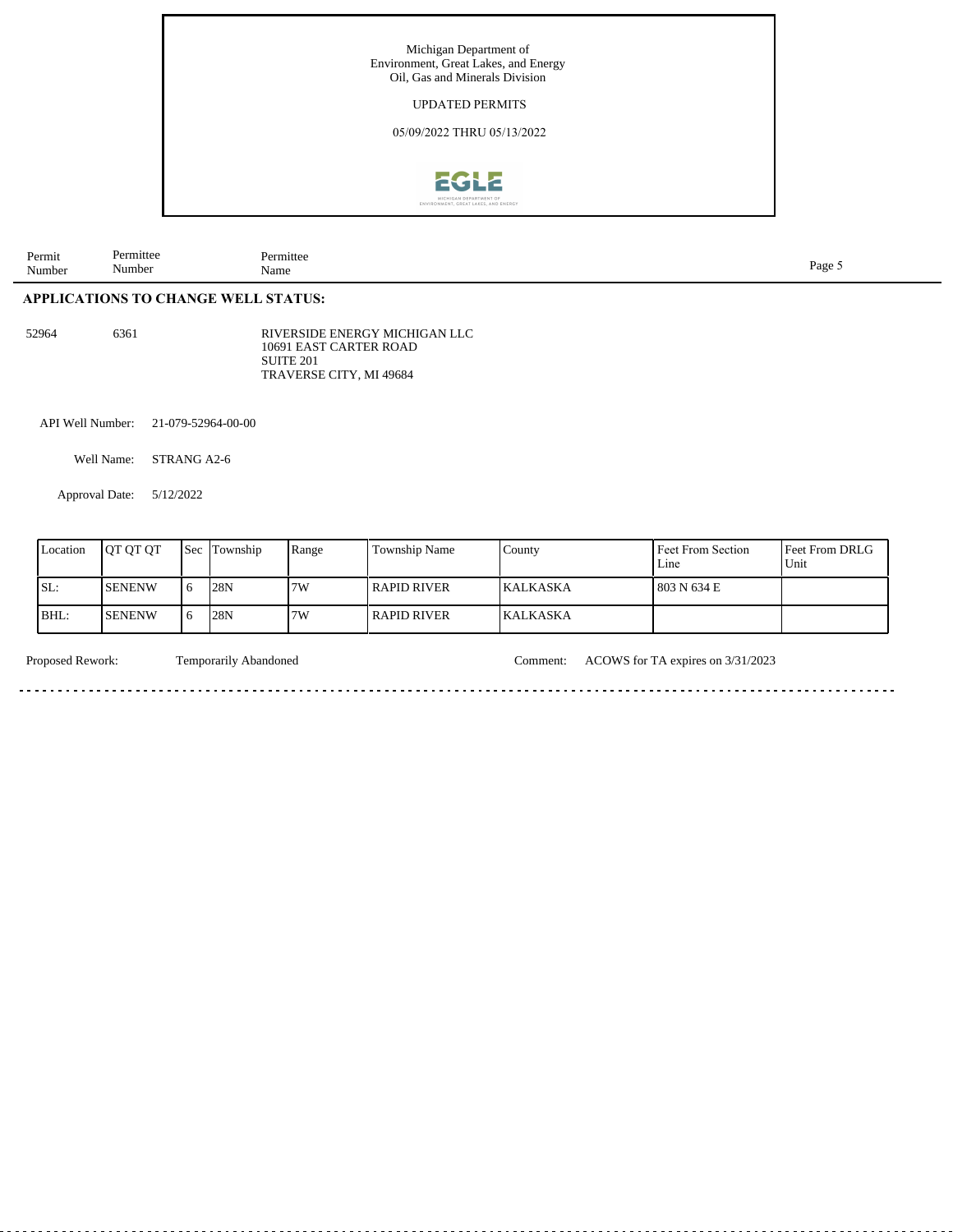Michigan Department of
Environment, Great Lakes, and Energy
Oil, Gas and Minerals Division

UPDATED PERMITS

05/09/2022 THRU 05/13/2022

| Permit Number | Permittee Number | Permittee Name |
|---|---|---|

## APPLICATIONS TO CHANGE WELL STATUS:

| 52964 | 6361 | RIVERSIDE ENERGY MICHIGAN LLC<br>10691 EAST CARTER ROAD<br>SUITE 201<br>TRAVERSE CITY, MI 49684 |
|---|---|---|

API Well Number: 21-079-52964-00-00

Well Name: STRANG A2-6

Approval Date: 5/12/2022

| Location | QT QT QT | Sec | Township | Range | Township Name | County | Feet From Section Line | Feet From DRLG Unit |
|---|---|---|---|---|---|---|---|---|
| SL: | SENENW | 6 | 28N | 7W | RAPID RIVER | KALKASKA | 803 N 634 E | |
| BHL: | SENENW | 6 | 28N | 7W | RAPID RIVER | KALKASKA | | |

Proposed Rework: Temporarily Abandoned

Comment: ACOWS for TA expires on 3/31/2023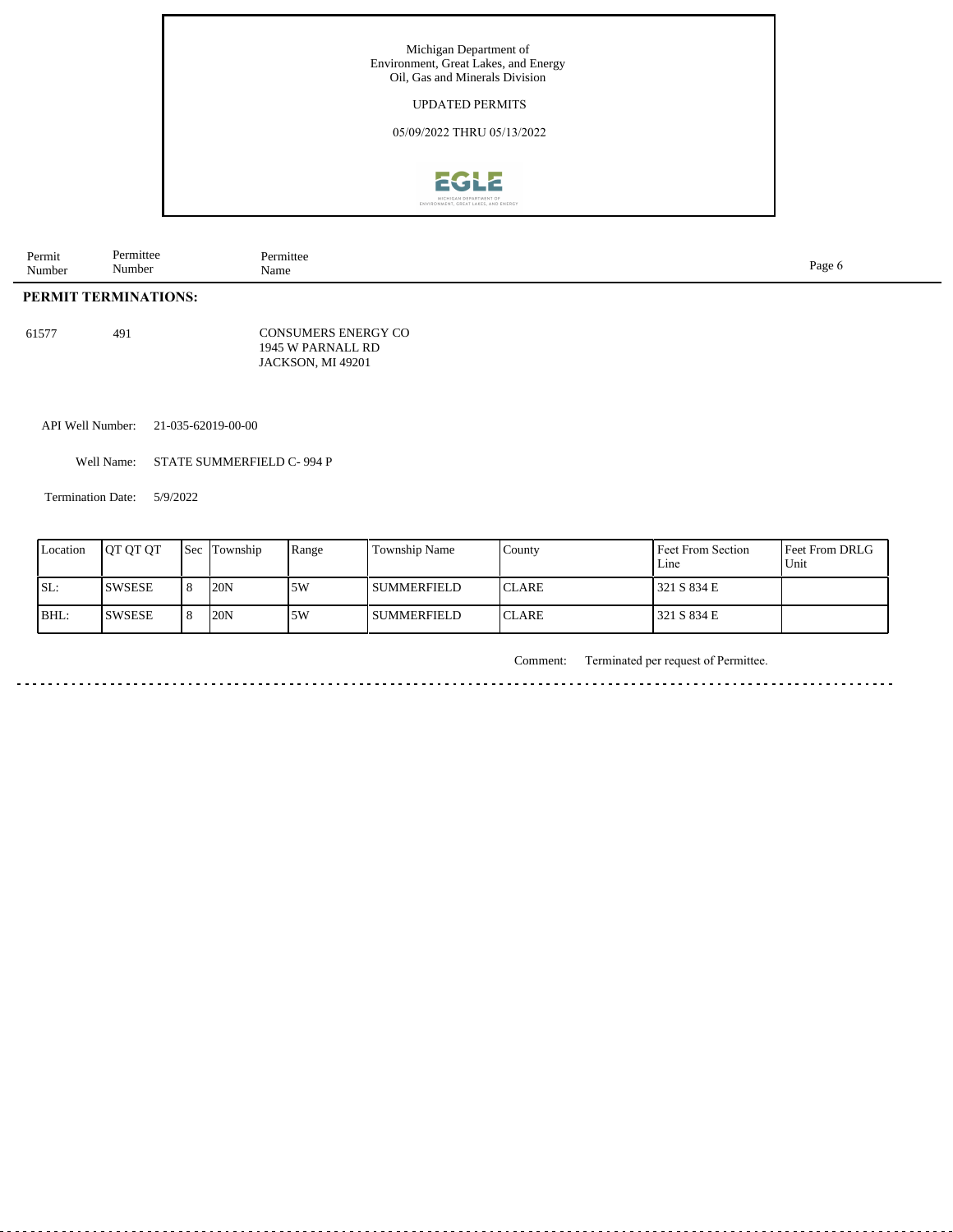Michigan Department of
Environment, Great Lakes, and Energy
Oil, Gas and Minerals Division

UPDATED PERMITS

05/09/2022 THRU 05/13/2022

| Permit Number | Permittee Number | Permittee Name |
|---|---|---|

**PERMIT TERMINATIONS:**

61577 491 CONSUMERS ENERGY CO
1945 W PARNALL RD
JACKSON, MI 49201

API Well Number: 21-035-62019-00-00

Well Name: STATE SUMMERFIELD C- 994 P

Termination Date: 5/9/2022

| Location | QT QT QT | Sec | Township | Range | Township Name | County | Feet From Section Line | Feet From DRLG Unit |
|---|---|---|---|---|---|---|---|---|
| SL: | SWSESE | 8 | 20N | 5W | SUMMERFIELD | CLARE | 321 S 834 E | |
| BHL: | SWSESE | 8 | 20N | 5W | SUMMERFIELD | CLARE | 321 S 834 E | |

Comment: Terminated per request of Permittee.